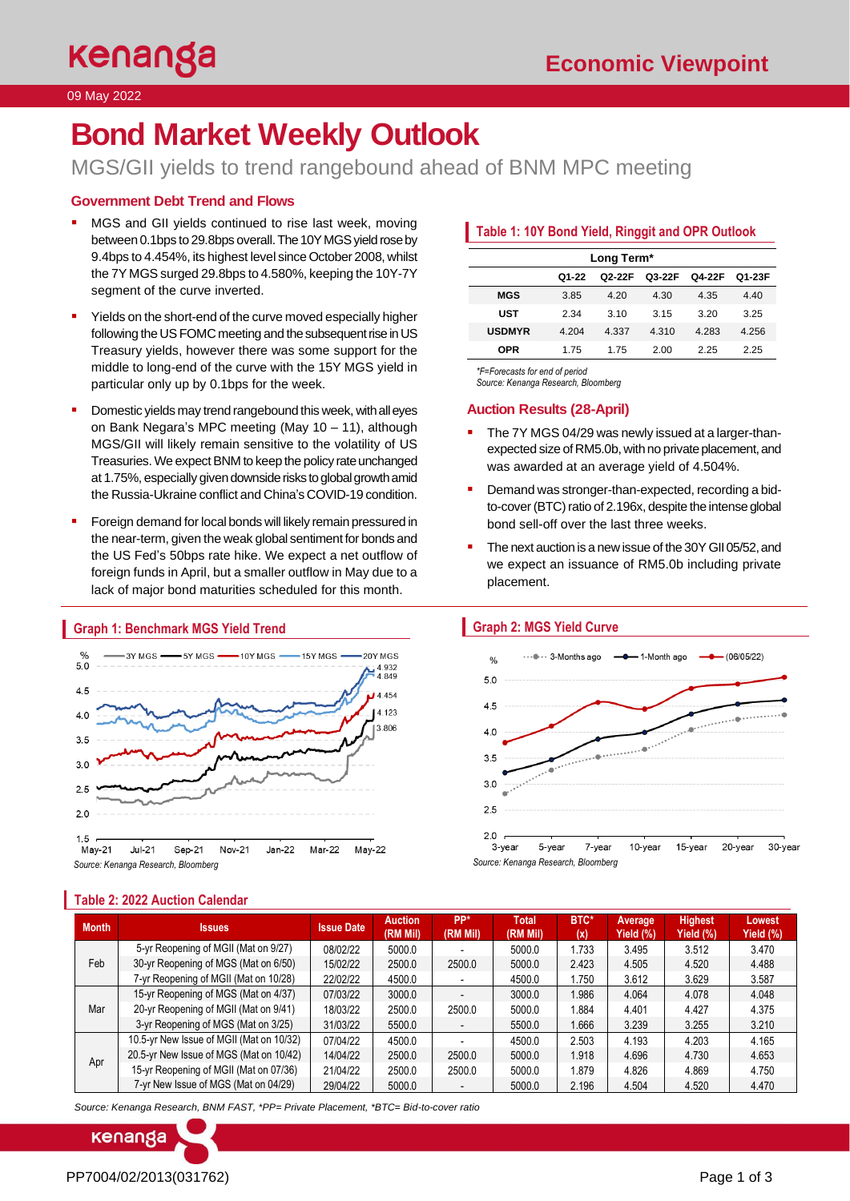09 May 2022

# Bond Market Weekly Outlook

## MGS/GII yields to trend rangebound ahead of BNM MPC meeting

### Government Debt Trend and Flows

- MGS and GII yields continued to rise last week, moving between 0.1bps to 29.8bps overall. The 10Y MGS yield rose by 9.4bps to 4.454%, its highest level since October 2008, whilst the 7Y MGS surged 29.8bps to 4.580%, keeping the 10Y-7Y segment of the curve inverted.
- Yields on the short-end of the curve moved especially higher following the US FOMC meeting and the subsequent rise in US Treasury yields, however there was some support for the middle to long-end of the curve with the 15Y MGS yield in particular only up by 0.1bps for the week.
- Domestic yields may trend rangebound this week, with all eyes on Bank Negara's MPC meeting (May 10 – 11), although MGS/GII will likely remain sensitive to the volatility of US Treasuries. We expect BNM to keep the policy rate unchanged at 1.75%, especially given downside risks to global growth amid the Russia-Ukraine conflict and China's COVID-19 condition.
- Foreign demand for local bonds will likely remain pressured in the near-term, given the weak global sentiment for bonds and the US Fed's 50bps rate hike. We expect a net outflow of foreign funds in April, but a smaller outflow in May due to a lack of major bond maturities scheduled for this month.

### Table 1: 10Y Bond Yield, Ringgit and OPR Outlook

| | Long Term* | | | | |
|---|---|---|---|---|---|
| | Q1-22 | Q2-22F | Q3-22F | Q4-22F | Q1-23F |
| MGS | 3.85 | 4.20 | 4.30 | 4.35 | 4.40 |
| UST | 2.34 | 3.10 | 3.15 | 3.20 | 3.25 |
| USDMYR | 4.204 | 4.337 | 4.310 | 4.283 | 4.256 |
| OPR | 1.75 | 1.75 | 2.00 | 2.25 | 2.25 |

*\*F=Forecasts for end of period*
*Source: Kenanga Research, Bloomberg*

### Auction Results (28-April)

- The 7Y MGS 04/29 was newly issued at a larger-than-expected size of RM5.0b, with no private placement, and was awarded at an average yield of 4.504%.
- Demand was stronger-than-expected, recording a bid-to-cover (BTC) ratio of 2.196x, despite the intense global bond sell-off over the last three weeks.
- The next auction is a new issue of the 30Y GII 05/52, and we expect an issuance of RM5.0b including private placement.

### Graph 1: Benchmark MGS Yield Trend

*Source: Kenanga Research, Bloomberg*

### Graph 2: MGS Yield Curve

*Source: Kenanga Research, Bloomberg*

### Table 2: 2022 Auction Calendar

| Month | Issues | Issue Date | Auction (RM Mil) | PP* (RM Mil) | Total (RM Mil) | BTC* (x) | Average Yield (%) | Highest Yield (%) | Lowest Yield (%) |
|---|---|---|---|---|---|---|---|---|---|
| Feb | 5-yr Reopening of MGII (Mat on 9/27) | 08/02/22 | 5000.0 | - | 5000.0 | 1.733 | 3.495 | 3.512 | 3.470 |
| | 30-yr Reopening of MGS (Mat on 6/50) | 15/02/22 | 2500.0 | 2500.0 | 5000.0 | 2.423 | 4.505 | 4.520 | 4.488 |
| | 7-yr Reopening of MGII (Mat on 10/28) | 22/02/22 | 4500.0 | - | 4500.0 | 1.750 | 3.612 | 3.629 | 3.587 |
| Mar | 15-yr Reopening of MGS (Mat on 4/37) | 07/03/22 | 3000.0 | - | 3000.0 | 1.986 | 4.064 | 4.078 | 4.048 |
| | 20-yr Reopening of MGII (Mat on 9/41) | 18/03/22 | 2500.0 | 2500.0 | 5000.0 | 1.884 | 4.401 | 4.427 | 4.375 |
| | 3-yr Reopening of MGS (Mat on 3/25) | 31/03/22 | 5500.0 | - | 5500.0 | 1.666 | 3.239 | 3.255 | 3.210 |
| Apr | 10.5-yr New Issue of MGII (Mat on 10/32) | 07/04/22 | 4500.0 | - | 4500.0 | 2.503 | 4.193 | 4.203 | 4.165 |
| | 20.5-yr New Issue of MGS (Mat on 10/42) | 14/04/22 | 2500.0 | 2500.0 | 5000.0 | 1.918 | 4.696 | 4.730 | 4.653 |
| | 15-yr Reopening of MGII (Mat on 07/36) | 21/04/22 | 2500.0 | 2500.0 | 5000.0 | 1.879 | 4.826 | 4.869 | 4.750 |
| | 7-yr New Issue of MGS (Mat on 04/29) | 29/04/22 | 5000.0 | - | 5000.0 | 2.196 | 4.504 | 4.520 | 4.470 |

*Source: Kenanga Research, BNM FAST, \*PP= Private Placement, \*BTC= Bid-to-cover ratio*

PP7004/02/2013(031762)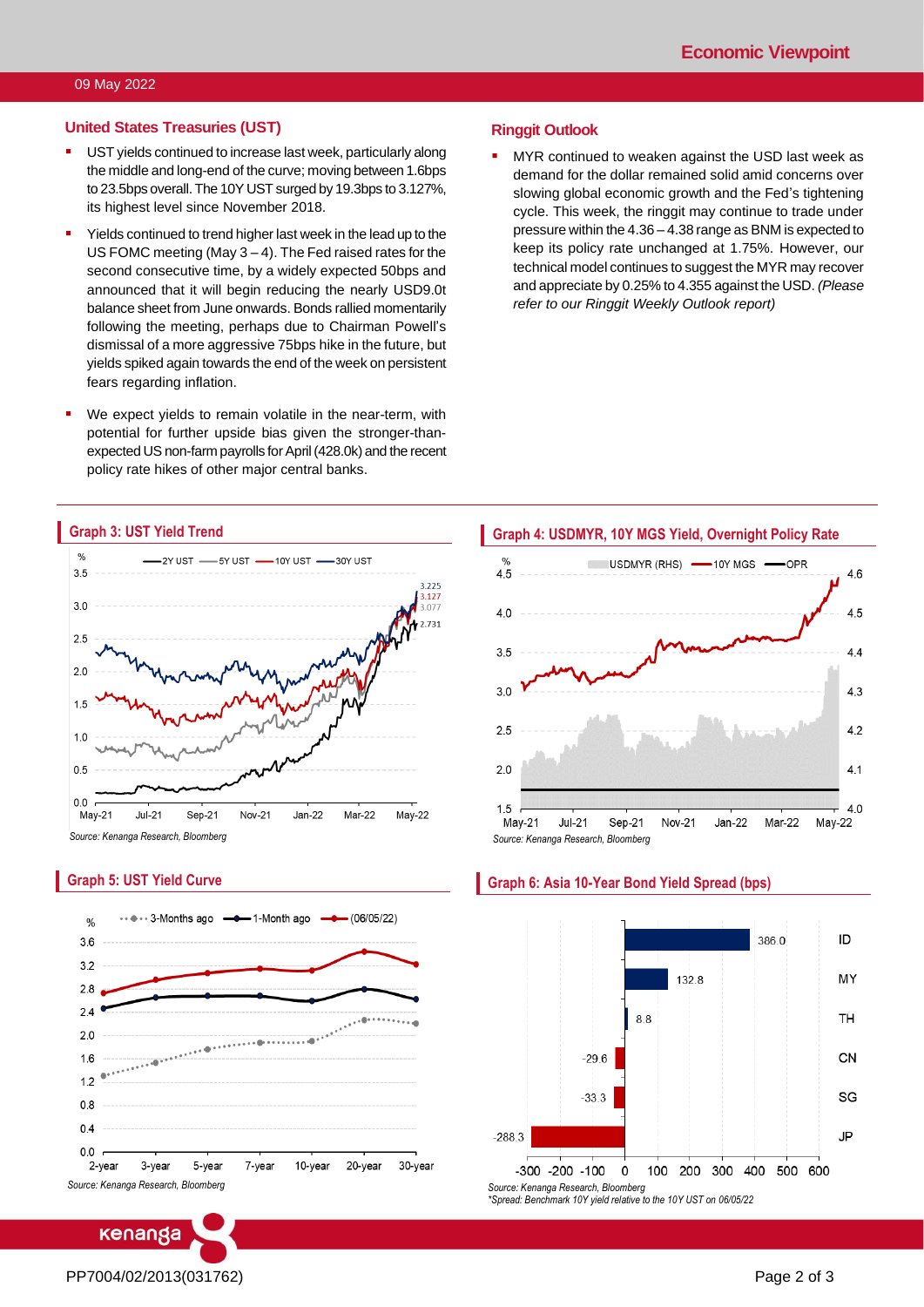## United States Treasuries (UST)

- UST yields continued to increase last week, particularly along the middle and long-end of the curve; moving between 1.6bps to 23.5bps overall. The 10Y UST surged by 19.3bps to 3.127%, its highest level since November 2018.
- Yields continued to trend higher last week in the lead up to the US FOMC meeting (May 3 – 4). The Fed raised rates for the second consecutive time, by a widely expected 50bps and announced that it will begin reducing the nearly USD9.0t balance sheet from June onwards. Bonds rallied momentarily following the meeting, perhaps due to Chairman Powell's dismissal of a more aggressive 75bps hike in the future, but yields spiked again towards the end of the week on persistent fears regarding inflation.
- We expect yields to remain volatile in the near-term, with potential for further upside bias given the stronger-than-expected US non-farm payrolls for April (428.0k) and the recent policy rate hikes of other major central banks.

## Ringgit Outlook

- MYR continued to weaken against the USD last week as demand for the dollar remained solid amid concerns over slowing global economic growth and the Fed's tightening cycle. This week, the ringgit may continue to trade under pressure within the 4.36 – 4.38 range as BNM is expected to keep its policy rate unchanged at 1.75%. However, our technical model continues to suggest the MYR may recover and appreciate by 0.25% to 4.355 against the USD. *(Please refer to our Ringgit Weekly Outlook report)*

### Graph 3: UST Yield Trend

*Source: Kenanga Research, Bloomberg*

### Graph 4: USDMYR, 10Y MGS Yield, Overnight Policy Rate

*Source: Kenanga Research, Bloomberg*

### Graph 5: UST Yield Curve

*Source: Kenanga Research, Bloomberg*

### Graph 6: Asia 10-Year Bond Yield Spread (bps)

| Country | Spread (bps) |
|---|---|
| ID | 386.0 |
| MY | 132.8 |
| TH | 8.8 |
| CN | -29.6 |
| SG | -33.3 |
| JP | -288.3 |

*Source: Kenanga Research, Bloomberg*
**Spread: Benchmark 10Y yield relative to the 10Y UST on 06/05/22*

PP7004/02/2013(031762)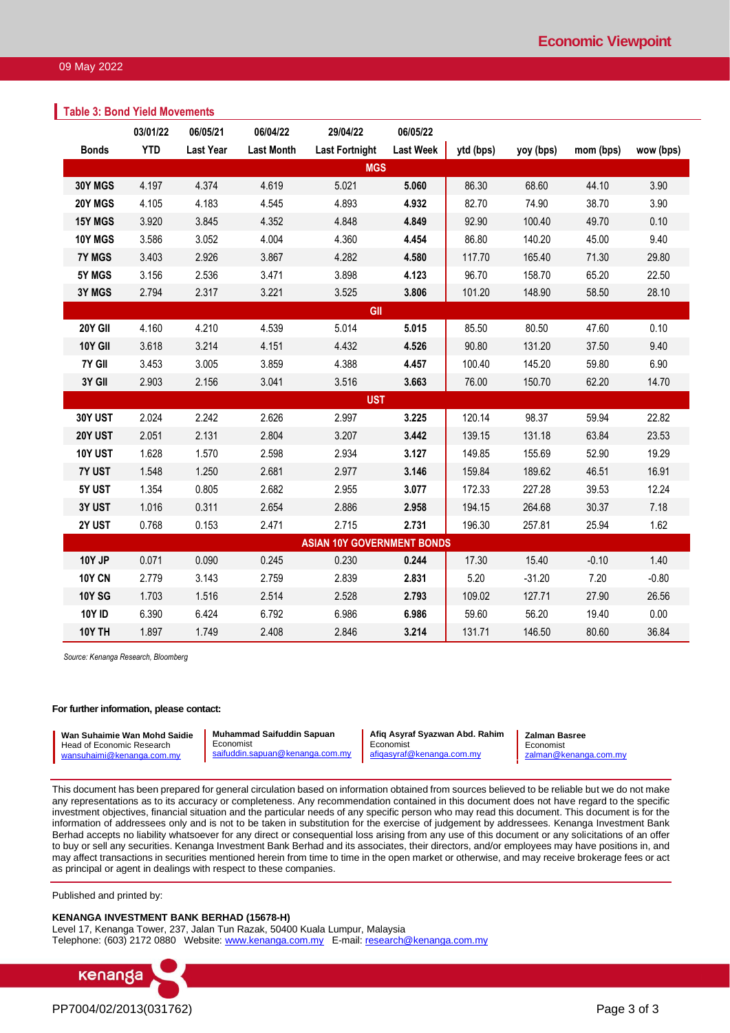### Table 3: Bond Yield Movements

| Bonds | 03/01/22 YTD | 06/05/21 Last Year | 06/04/22 Last Month | 29/04/22 Last Fortnight | 06/05/22 Last Week | ytd (bps) | yoy (bps) | mom (bps) | wow (bps) |
|---|---|---|---|---|---|---|---|---|---|
| **MGS** | | | | | | | | | |
| **30Y MGS** | 4.197 | 4.374 | 4.619 | 5.021 | **5.060** | 86.30 | 68.60 | 44.10 | 3.90 |
| **20Y MGS** | 4.105 | 4.183 | 4.545 | 4.893 | **4.932** | 82.70 | 74.90 | 38.70 | 3.90 |
| **15Y MGS** | 3.920 | 3.845 | 4.352 | 4.848 | **4.849** | 92.90 | 100.40 | 49.70 | 0.10 |
| **10Y MGS** | 3.586 | 3.052 | 4.004 | 4.360 | **4.454** | 86.80 | 140.20 | 45.00 | 9.40 |
| **7Y MGS** | 3.403 | 2.926 | 3.867 | 4.282 | **4.580** | 117.70 | 165.40 | 71.30 | 29.80 |
| **5Y MGS** | 3.156 | 2.536 | 3.471 | 3.898 | **4.123** | 96.70 | 158.70 | 65.20 | 22.50 |
| **3Y MGS** | 2.794 | 2.317 | 3.221 | 3.525 | **3.806** | 101.20 | 148.90 | 58.50 | 28.10 |
| **GII** | | | | | | | | | |
| **20Y GII** | 4.160 | 4.210 | 4.539 | 5.014 | **5.015** | 85.50 | 80.50 | 47.60 | 0.10 |
| **10Y GII** | 3.618 | 3.214 | 4.151 | 4.432 | **4.526** | 90.80 | 131.20 | 37.50 | 9.40 |
| **7Y GII** | 3.453 | 3.005 | 3.859 | 4.388 | **4.457** | 100.40 | 145.20 | 59.80 | 6.90 |
| **3Y GII** | 2.903 | 2.156 | 3.041 | 3.516 | **3.663** | 76.00 | 150.70 | 62.20 | 14.70 |
| **UST** | | | | | | | | | |
| **30Y UST** | 2.024 | 2.242 | 2.626 | 2.997 | **3.225** | 120.14 | 98.37 | 59.94 | 22.82 |
| **20Y UST** | 2.051 | 2.131 | 2.804 | 3.207 | **3.442** | 139.15 | 131.18 | 63.84 | 23.53 |
| **10Y UST** | 1.628 | 1.570 | 2.598 | 2.934 | **3.127** | 149.85 | 155.69 | 52.90 | 19.29 |
| **7Y UST** | 1.548 | 1.250 | 2.681 | 2.977 | **3.146** | 159.84 | 189.62 | 46.51 | 16.91 |
| **5Y UST** | 1.354 | 0.805 | 2.682 | 2.955 | **3.077** | 172.33 | 227.28 | 39.53 | 12.24 |
| **3Y UST** | 1.016 | 0.311 | 2.654 | 2.886 | **2.958** | 194.15 | 264.68 | 30.37 | 7.18 |
| **2Y UST** | 0.768 | 0.153 | 2.471 | 2.715 | **2.731** | 196.30 | 257.81 | 25.94 | 1.62 |
| **ASIAN 10Y GOVERNMENT BONDS** | | | | | | | | | |
| **10Y JP** | 0.071 | 0.090 | 0.245 | 0.230 | **0.244** | 17.30 | 15.40 | -0.10 | 1.40 |
| **10Y CN** | 2.779 | 3.143 | 2.759 | 2.839 | **2.831** | 5.20 | -31.20 | 7.20 | -0.80 |
| **10Y SG** | 1.703 | 1.516 | 2.514 | 2.528 | **2.793** | 109.02 | 127.71 | 27.90 | 26.56 |
| **10Y ID** | 6.390 | 6.424 | 6.792 | 6.986 | **6.986** | 59.60 | 56.20 | 19.40 | 0.00 |
| **10Y TH** | 1.897 | 1.749 | 2.408 | 2.846 | **3.214** | 131.71 | 146.50 | 80.60 | 36.84 |

*Source: Kenanga Research, Bloomberg*

**For further information, please contact:**

**Wan Suhaimie Wan Mohd Saidie**
Head of Economic Research
wansuhaimi@kenanga.com.my

**Muhammad Saifuddin Sapuan**
Economist
saifuddin.sapuan@kenanga.com.my

**Afiq Asyraf Syazwan Abd. Rahim**
Economist
afiqasyraf@kenanga.com.my

**Zalman Basree**
Economist
zalman@kenanga.com.my

This document has been prepared for general circulation based on information obtained from sources believed to be reliable but we do not make any representations as to its accuracy or completeness. Any recommendation contained in this document does not have regard to the specific investment objectives, financial situation and the particular needs of any specific person who may read this document. This document is for the information of addressees only and is not to be taken in substitution for the exercise of judgement by addressees. Kenanga Investment Bank Berhad accepts no liability whatsoever for any direct or consequential loss arising from any use of this document or any solicitations of an offer to buy or sell any securities. Kenanga Investment Bank Berhad and its associates, their directors, and/or employees may have positions in, and may affect transactions in securities mentioned herein from time to time in the open market or otherwise, and may receive brokerage fees or act as principal or agent in dealings with respect to these companies.

Published and printed by:

**KENANGA INVESTMENT BANK BERHAD (15678-H)**
Level 17, Kenanga Tower, 237, Jalan Tun Razak, 50400 Kuala Lumpur, Malaysia
Telephone: (603) 2172 0880 Website: www.kenanga.com.my E-mail: research@kenanga.com.my

kenanga

PP7004/02/2013(031762)